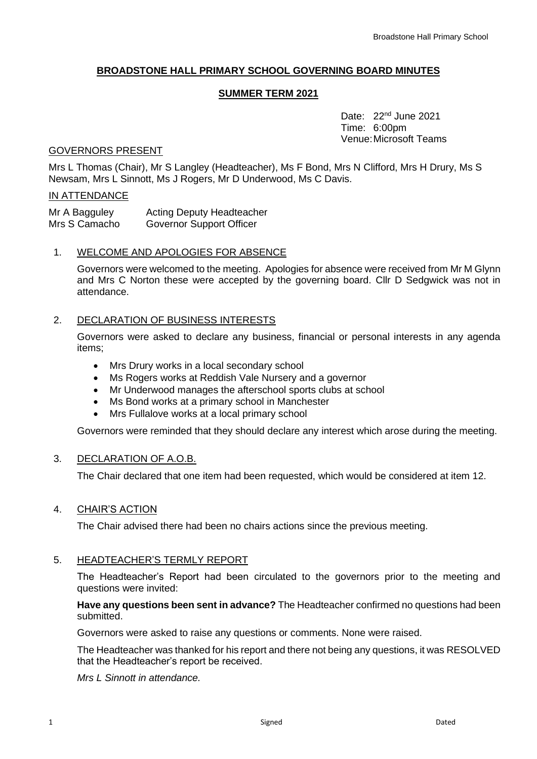**BROADSTONE HALL PRIMARY SCHOOL GOVERNING BOARD MINUTES**

**SUMMER TERM 2021**

Date: 22nd June 2021
Time: 6:00pm
Venue: Microsoft Teams

GOVERNORS PRESENT

Mrs L Thomas (Chair), Mr S Langley (Headteacher), Ms F Bond, Mrs N Clifford, Mrs H Drury, Ms S Newsam, Mrs L Sinnott, Ms J Rogers, Mr D Underwood, Ms C Davis.

IN ATTENDANCE

| | |
|---|---|
| Mr A Bagguley | Acting Deputy Headteacher |
| Mrs S Camacho | Governor Support Officer |

1. WELCOME AND APOLOGIES FOR ABSENCE

   Governors were welcomed to the meeting. Apologies for absence were received from Mr M Glynn and Mrs C Norton these were accepted by the governing board. Cllr D Sedgwick was not in attendance.

2. DECLARATION OF BUSINESS INTERESTS

   Governors were asked to declare any business, financial or personal interests in any agenda items;

   - Mrs Drury works in a local secondary school
   - Ms Rogers works at Reddish Vale Nursery and a governor
   - Mr Underwood manages the afterschool sports clubs at school
   - Ms Bond works at a primary school in Manchester
   - Mrs Fullalove works at a local primary school

   Governors were reminded that they should declare any interest which arose during the meeting.

3. DECLARATION OF A.O.B.

   The Chair declared that one item had been requested, which would be considered at item 12.

4. CHAIR'S ACTION

   The Chair advised there had been no chairs actions since the previous meeting.

5. HEADTEACHER'S TERMLY REPORT

   The Headteacher's Report had been circulated to the governors prior to the meeting and questions were invited:

   **Have any questions been sent in advance?** The Headteacher confirmed no questions had been submitted.

   Governors were asked to raise any questions or comments. None were raised.

   The Headteacher was thanked for his report and there not being any questions, it was RESOLVED that the Headteacher's report be received.

   *Mrs L Sinnott in attendance.*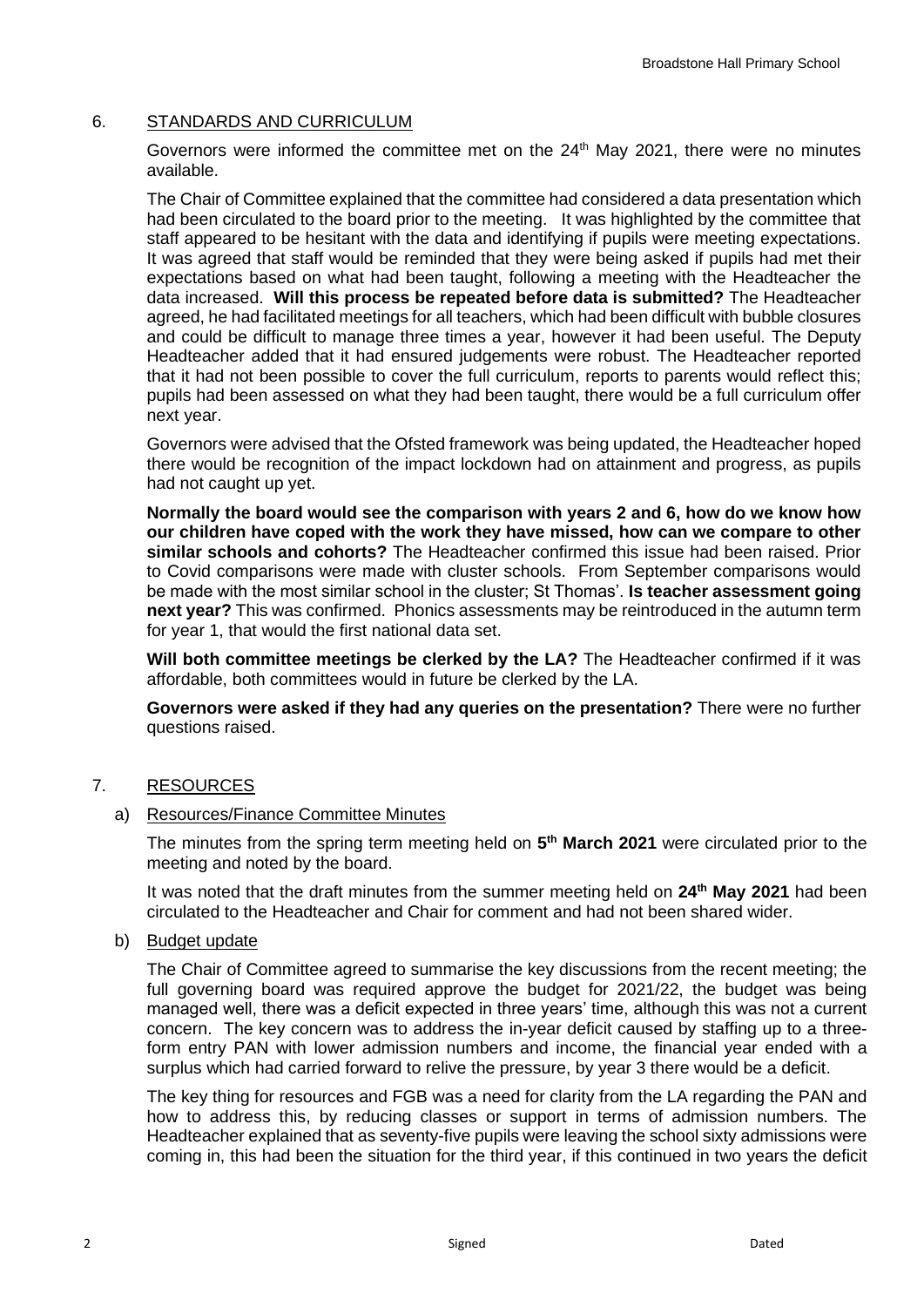## 6. STANDARDS AND CURRICULUM

Governors were informed the committee met on the 24th May 2021, there were no minutes available.

The Chair of Committee explained that the committee had considered a data presentation which had been circulated to the board prior to the meeting. It was highlighted by the committee that staff appeared to be hesitant with the data and identifying if pupils were meeting expectations. It was agreed that staff would be reminded that they were being asked if pupils had met their expectations based on what had been taught, following a meeting with the Headteacher the data increased. **Will this process be repeated before data is submitted?** The Headteacher agreed, he had facilitated meetings for all teachers, which had been difficult with bubble closures and could be difficult to manage three times a year, however it had been useful. The Deputy Headteacher added that it had ensured judgements were robust. The Headteacher reported that it had not been possible to cover the full curriculum, reports to parents would reflect this; pupils had been assessed on what they had been taught, there would be a full curriculum offer next year.

Governors were advised that the Ofsted framework was being updated, the Headteacher hoped there would be recognition of the impact lockdown had on attainment and progress, as pupils had not caught up yet.

**Normally the board would see the comparison with years 2 and 6, how do we know how our children have coped with the work they have missed, how can we compare to other similar schools and cohorts?** The Headteacher confirmed this issue had been raised. Prior to Covid comparisons were made with cluster schools. From September comparisons would be made with the most similar school in the cluster; St Thomas'. **Is teacher assessment going next year?** This was confirmed. Phonics assessments may be reintroduced in the autumn term for year 1, that would the first national data set.

**Will both committee meetings be clerked by the LA?** The Headteacher confirmed if it was affordable, both committees would in future be clerked by the LA.

**Governors were asked if they had any queries on the presentation?** There were no further questions raised.

## 7. RESOURCES

### a) Resources/Finance Committee Minutes

The minutes from the spring term meeting held on **5th March 2021** were circulated prior to the meeting and noted by the board.

It was noted that the draft minutes from the summer meeting held on **24th May 2021** had been circulated to the Headteacher and Chair for comment and had not been shared wider.

### b) Budget update

The Chair of Committee agreed to summarise the key discussions from the recent meeting; the full governing board was required approve the budget for 2021/22, the budget was being managed well, there was a deficit expected in three years' time, although this was not a current concern. The key concern was to address the in-year deficit caused by staffing up to a three-form entry PAN with lower admission numbers and income, the financial year ended with a surplus which had carried forward to relive the pressure, by year 3 there would be a deficit.

The key thing for resources and FGB was a need for clarity from the LA regarding the PAN and how to address this, by reducing classes or support in terms of admission numbers. The Headteacher explained that as seventy-five pupils were leaving the school sixty admissions were coming in, this had been the situation for the third year, if this continued in two years the deficit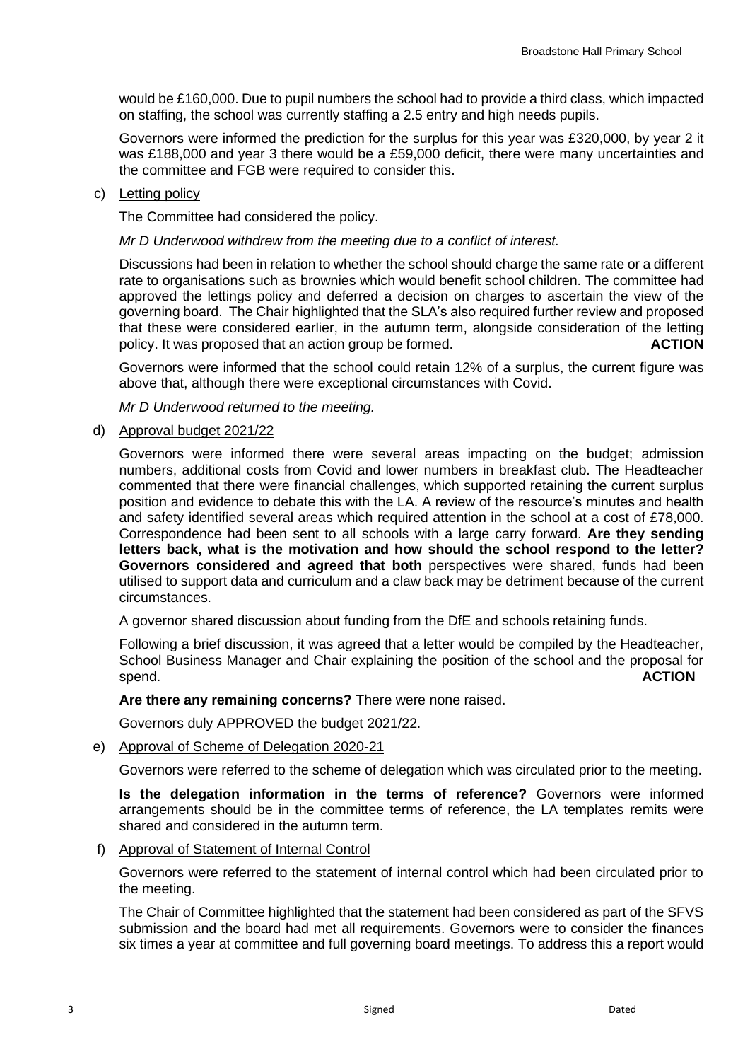would be £160,000. Due to pupil numbers the school had to provide a third class, which impacted on staffing, the school was currently staffing a 2.5 entry and high needs pupils.

Governors were informed the prediction for the surplus for this year was £320,000, by year 2 it was £188,000 and year 3 there would be a £59,000 deficit, there were many uncertainties and the committee and FGB were required to consider this.

c) Letting policy

The Committee had considered the policy.

*Mr D Underwood withdrew from the meeting due to a conflict of interest.*

Discussions had been in relation to whether the school should charge the same rate or a different rate to organisations such as brownies which would benefit school children. The committee had approved the lettings policy and deferred a decision on charges to ascertain the view of the governing board. The Chair highlighted that the SLA's also required further review and proposed that these were considered earlier, in the autumn term, alongside consideration of the letting policy. It was proposed that an action group be formed. **ACTION**

Governors were informed that the school could retain 12% of a surplus, the current figure was above that, although there were exceptional circumstances with Covid.

*Mr D Underwood returned to the meeting.*

d) Approval budget 2021/22

Governors were informed there were several areas impacting on the budget; admission numbers, additional costs from Covid and lower numbers in breakfast club. The Headteacher commented that there were financial challenges, which supported retaining the current surplus position and evidence to debate this with the LA. A review of the resource's minutes and health and safety identified several areas which required attention in the school at a cost of £78,000. Correspondence had been sent to all schools with a large carry forward. **Are they sending letters back, what is the motivation and how should the school respond to the letter? Governors considered and agreed that both** perspectives were shared, funds had been utilised to support data and curriculum and a claw back may be detriment because of the current circumstances.

A governor shared discussion about funding from the DfE and schools retaining funds.

Following a brief discussion, it was agreed that a letter would be compiled by the Headteacher, School Business Manager and Chair explaining the position of the school and the proposal for spend. **ACTION**

**Are there any remaining concerns?** There were none raised.

Governors duly APPROVED the budget 2021/22.

e) Approval of Scheme of Delegation 2020-21

Governors were referred to the scheme of delegation which was circulated prior to the meeting.

**Is the delegation information in the terms of reference?** Governors were informed arrangements should be in the committee terms of reference, the LA templates remits were shared and considered in the autumn term.

f) Approval of Statement of Internal Control

Governors were referred to the statement of internal control which had been circulated prior to the meeting.

The Chair of Committee highlighted that the statement had been considered as part of the SFVS submission and the board had met all requirements. Governors were to consider the finances six times a year at committee and full governing board meetings. To address this a report would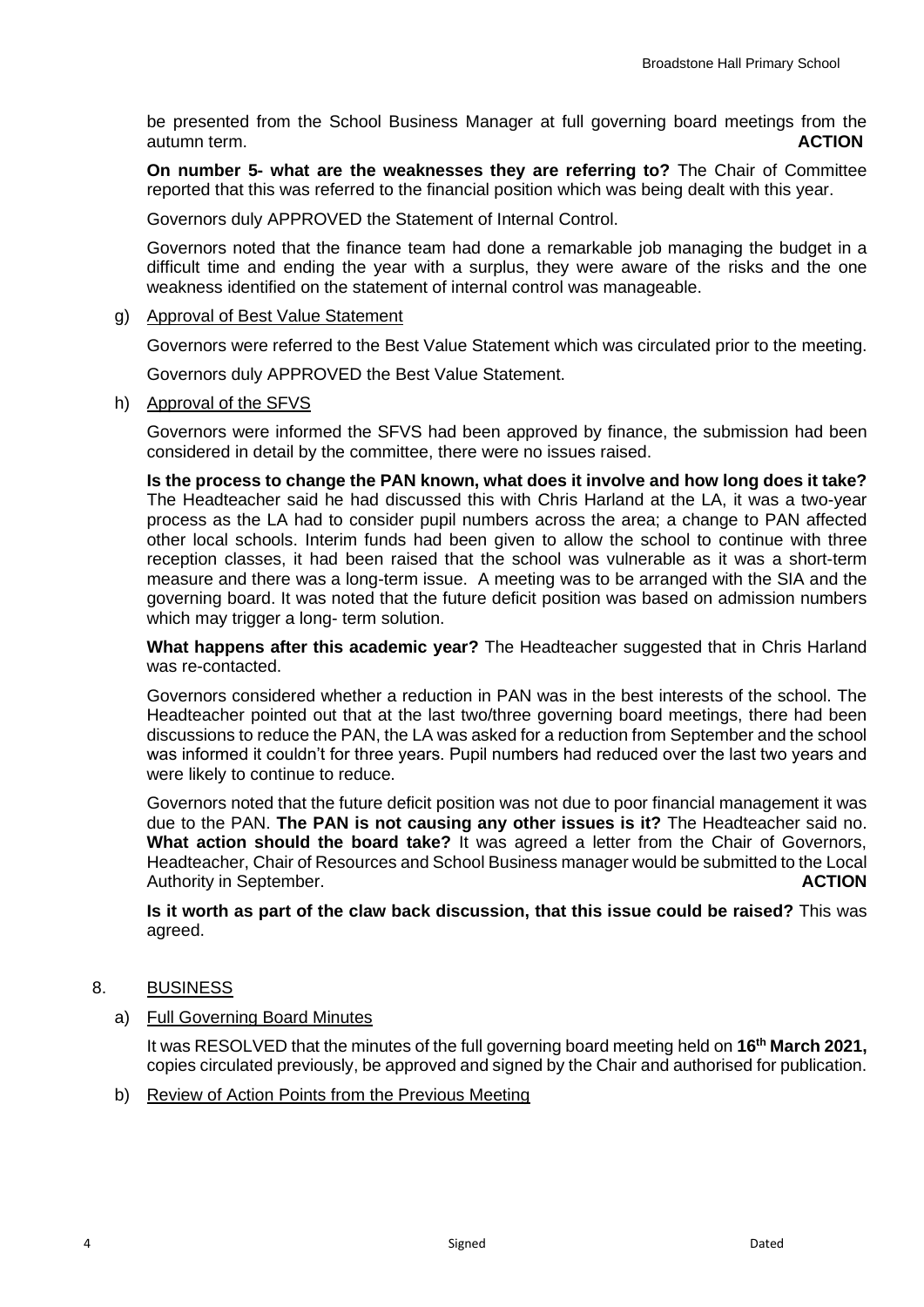be presented from the School Business Manager at full governing board meetings from the autumn term. **ACTION**

**On number 5- what are the weaknesses they are referring to?** The Chair of Committee reported that this was referred to the financial position which was being dealt with this year.

Governors duly APPROVED the Statement of Internal Control.

Governors noted that the finance team had done a remarkable job managing the budget in a difficult time and ending the year with a surplus, they were aware of the risks and the one weakness identified on the statement of internal control was manageable.

g) Approval of Best Value Statement

Governors were referred to the Best Value Statement which was circulated prior to the meeting.

Governors duly APPROVED the Best Value Statement.

h) Approval of the SFVS

Governors were informed the SFVS had been approved by finance, the submission had been considered in detail by the committee, there were no issues raised.

**Is the process to change the PAN known, what does it involve and how long does it take?** The Headteacher said he had discussed this with Chris Harland at the LA, it was a two-year process as the LA had to consider pupil numbers across the area; a change to PAN affected other local schools. Interim funds had been given to allow the school to continue with three reception classes, it had been raised that the school was vulnerable as it was a short-term measure and there was a long-term issue. A meeting was to be arranged with the SIA and the governing board. It was noted that the future deficit position was based on admission numbers which may trigger a long- term solution.

**What happens after this academic year?** The Headteacher suggested that in Chris Harland was re-contacted.

Governors considered whether a reduction in PAN was in the best interests of the school. The Headteacher pointed out that at the last two/three governing board meetings, there had been discussions to reduce the PAN, the LA was asked for a reduction from September and the school was informed it couldn't for three years. Pupil numbers had reduced over the last two years and were likely to continue to reduce.

Governors noted that the future deficit position was not due to poor financial management it was due to the PAN. **The PAN is not causing any other issues is it?** The Headteacher said no. **What action should the board take?** It was agreed a letter from the Chair of Governors, Headteacher, Chair of Resources and School Business manager would be submitted to the Local Authority in September. **ACTION**

**Is it worth as part of the claw back discussion, that this issue could be raised?** This was agreed.

8. BUSINESS

a) Full Governing Board Minutes

It was RESOLVED that the minutes of the full governing board meeting held on **16th March 2021,** copies circulated previously, be approved and signed by the Chair and authorised for publication.

b) Review of Action Points from the Previous Meeting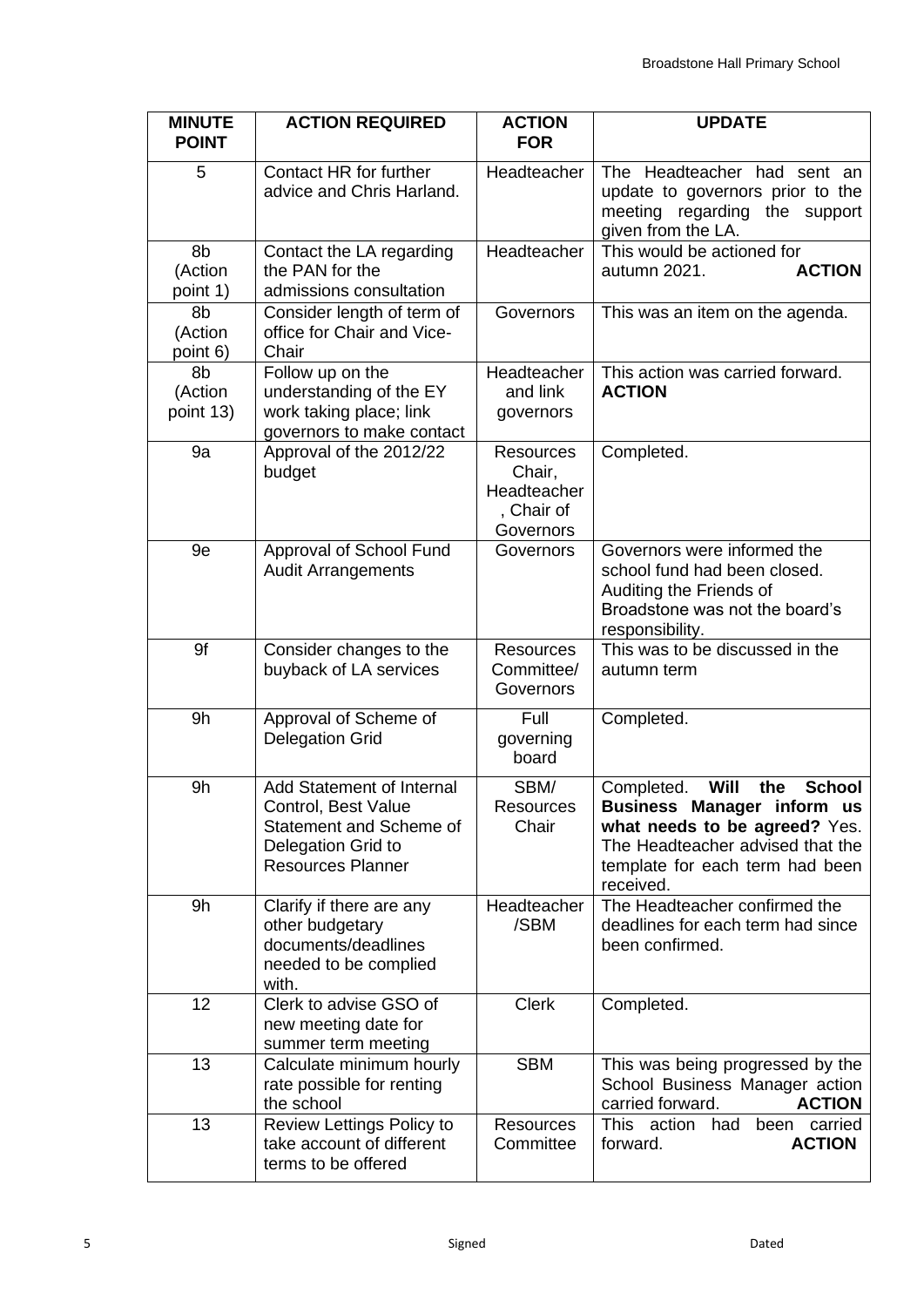| MINUTE POINT | ACTION REQUIRED | ACTION FOR | UPDATE |
|---|---|---|---|
| 5 | Contact HR for further advice and Chris Harland. | Headteacher | The Headteacher had sent an update to governors prior to the meeting regarding the support given from the LA. |
| 8b (Action point 1) | Contact the LA regarding the PAN for the admissions consultation | Headteacher | This would be actioned for autumn 2021. **ACTION** |
| 8b (Action point 6) | Consider length of term of office for Chair and Vice-Chair | Governors | This was an item on the agenda. |
| 8b (Action point 13) | Follow up on the understanding of the EY work taking place; link governors to make contact | Headteacher and link governors | This action was carried forward. **ACTION** |
| 9a | Approval of the 2012/22 budget | Resources Chair, Headteacher, Chair of Governors | Completed. |
| 9e | Approval of School Fund Audit Arrangements | Governors | Governors were informed the school fund had been closed. Auditing the Friends of Broadstone was not the board's responsibility. |
| 9f | Consider changes to the buyback of LA services | Resources Committee/ Governors | This was to be discussed in the autumn term |
| 9h | Approval of Scheme of Delegation Grid | Full governing board | Completed. |
| 9h | Add Statement of Internal Control, Best Value Statement and Scheme of Delegation Grid to Resources Planner | SBM/ Resources Chair | Completed. **Will the School Business Manager inform us what needs to be agreed?** Yes. The Headteacher advised that the template for each term had been received. |
| 9h | Clarify if there are any other budgetary documents/deadlines needed to be complied with. | Headteacher /SBM | The Headteacher confirmed the deadlines for each term had since been confirmed. |
| 12 | Clerk to advise GSO of new meeting date for summer term meeting | Clerk | Completed. |
| 13 | Calculate minimum hourly rate possible for renting the school | SBM | This was being progressed by the School Business Manager action carried forward. **ACTION** |
| 13 | Review Lettings Policy to take account of different terms to be offered | Resources Committee | This action had been carried forward. **ACTION** |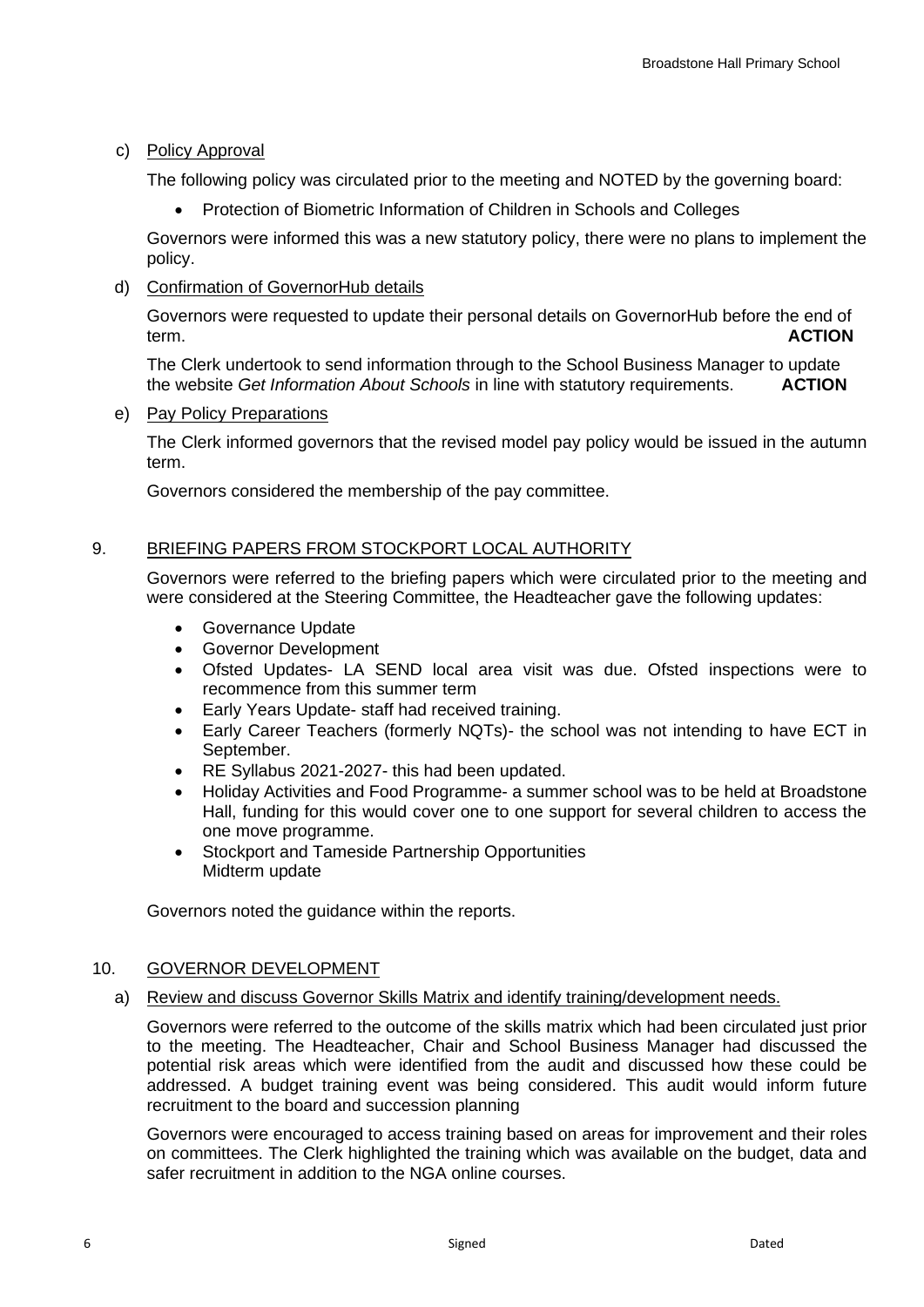c) Policy Approval

The following policy was circulated prior to the meeting and NOTED by the governing board:

- Protection of Biometric Information of Children in Schools and Colleges

Governors were informed this was a new statutory policy, there were no plans to implement the policy.

d) Confirmation of GovernorHub details

Governors were requested to update their personal details on GovernorHub before the end of term. **ACTION**

The Clerk undertook to send information through to the School Business Manager to update the website *Get Information About Schools* in line with statutory requirements. **ACTION**

e) Pay Policy Preparations

The Clerk informed governors that the revised model pay policy would be issued in the autumn term.

Governors considered the membership of the pay committee.

## 9. BRIEFING PAPERS FROM STOCKPORT LOCAL AUTHORITY

Governors were referred to the briefing papers which were circulated prior to the meeting and were considered at the Steering Committee, the Headteacher gave the following updates:

- Governance Update
- Governor Development
- Ofsted Updates- LA SEND local area visit was due. Ofsted inspections were to recommence from this summer term
- Early Years Update- staff had received training.
- Early Career Teachers (formerly NQTs)- the school was not intending to have ECT in September.
- RE Syllabus 2021-2027- this had been updated.
- Holiday Activities and Food Programme- a summer school was to be held at Broadstone Hall, funding for this would cover one to one support for several children to access the one move programme.
- Stockport and Tameside Partnership Opportunities
  Midterm update

Governors noted the guidance within the reports.

## 10. GOVERNOR DEVELOPMENT

a) Review and discuss Governor Skills Matrix and identify training/development needs.

Governors were referred to the outcome of the skills matrix which had been circulated just prior to the meeting. The Headteacher, Chair and School Business Manager had discussed the potential risk areas which were identified from the audit and discussed how these could be addressed. A budget training event was being considered. This audit would inform future recruitment to the board and succession planning

Governors were encouraged to access training based on areas for improvement and their roles on committees. The Clerk highlighted the training which was available on the budget, data and safer recruitment in addition to the NGA online courses.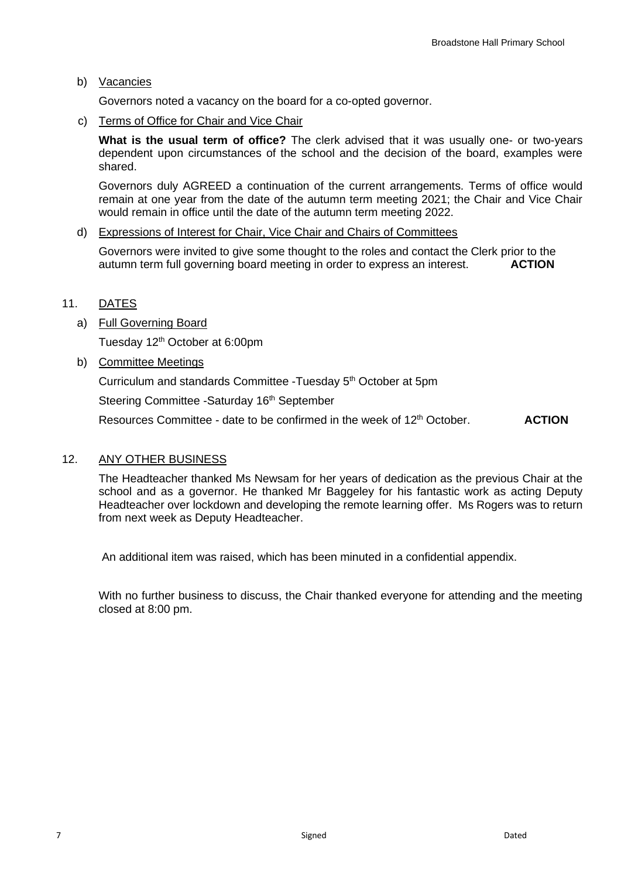b) <u>Vacancies</u>

Governors noted a vacancy on the board for a co-opted governor.

c) <u>Terms of Office for Chair and Vice Chair</u>

**What is the usual term of office?** The clerk advised that it was usually one- or two-years dependent upon circumstances of the school and the decision of the board, examples were shared.

Governors duly AGREED a continuation of the current arrangements. Terms of office would remain at one year from the date of the autumn term meeting 2021; the Chair and Vice Chair would remain in office until the date of the autumn term meeting 2022.

d) <u>Expressions of Interest for Chair, Vice Chair and Chairs of Committees</u>

Governors were invited to give some thought to the roles and contact the Clerk prior to the autumn term full governing board meeting in order to express an interest. **ACTION**

## 11. DATES

a) <u>Full Governing Board</u>

Tuesday 12th October at 6:00pm

b) <u>Committee Meetings</u>

Curriculum and standards Committee -Tuesday 5th October at 5pm

Steering Committee -Saturday 16th September

Resources Committee - date to be confirmed in the week of 12th October. **ACTION**

## 12. ANY OTHER BUSINESS

The Headteacher thanked Ms Newsam for her years of dedication as the previous Chair at the school and as a governor. He thanked Mr Baggeley for his fantastic work as acting Deputy Headteacher over lockdown and developing the remote learning offer. Ms Rogers was to return from next week as Deputy Headteacher.

An additional item was raised, which has been minuted in a confidential appendix.

With no further business to discuss, the Chair thanked everyone for attending and the meeting closed at 8:00 pm.

Signed Dated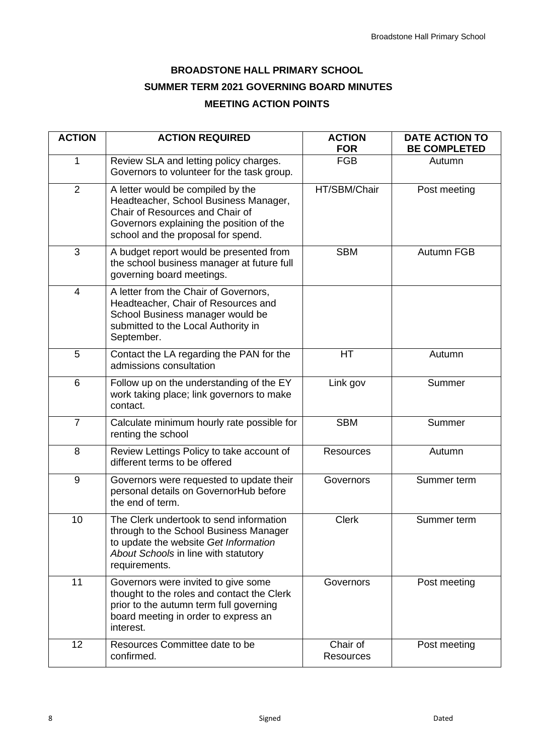# BROADSTONE HALL PRIMARY SCHOOL

## SUMMER TERM 2021 GOVERNING BOARD MINUTES

## MEETING ACTION POINTS

| ACTION | ACTION REQUIRED | ACTION FOR | DATE ACTION TO BE COMPLETED |
|---|---|---|---|
| 1 | Review SLA and letting policy charges. Governors to volunteer for the task group. | FGB | Autumn |
| 2 | A letter would be compiled by the Headteacher, School Business Manager, Chair of Resources and Chair of Governors explaining the position of the school and the proposal for spend. | HT/SBM/Chair | Post meeting |
| 3 | A budget report would be presented from the school business manager at future full governing board meetings. | SBM | Autumn FGB |
| 4 | A letter from the Chair of Governors, Headteacher, Chair of Resources and School Business manager would be submitted to the Local Authority in September. | | |
| 5 | Contact the LA regarding the PAN for the admissions consultation | HT | Autumn |
| 6 | Follow up on the understanding of the EY work taking place; link governors to make contact. | Link gov | Summer |
| 7 | Calculate minimum hourly rate possible for renting the school | SBM | Summer |
| 8 | Review Lettings Policy to take account of different terms to be offered | Resources | Autumn |
| 9 | Governors were requested to update their personal details on GovernorHub before the end of term. | Governors | Summer term |
| 10 | The Clerk undertook to send information through to the School Business Manager to update the website *Get Information About Schools* in line with statutory requirements. | Clerk | Summer term |
| 11 | Governors were invited to give some thought to the roles and contact the Clerk prior to the autumn term full governing board meeting in order to express an interest. | Governors | Post meeting |
| 12 | Resources Committee date to be confirmed. | Chair of Resources | Post meeting |

Signed                                                  Dated